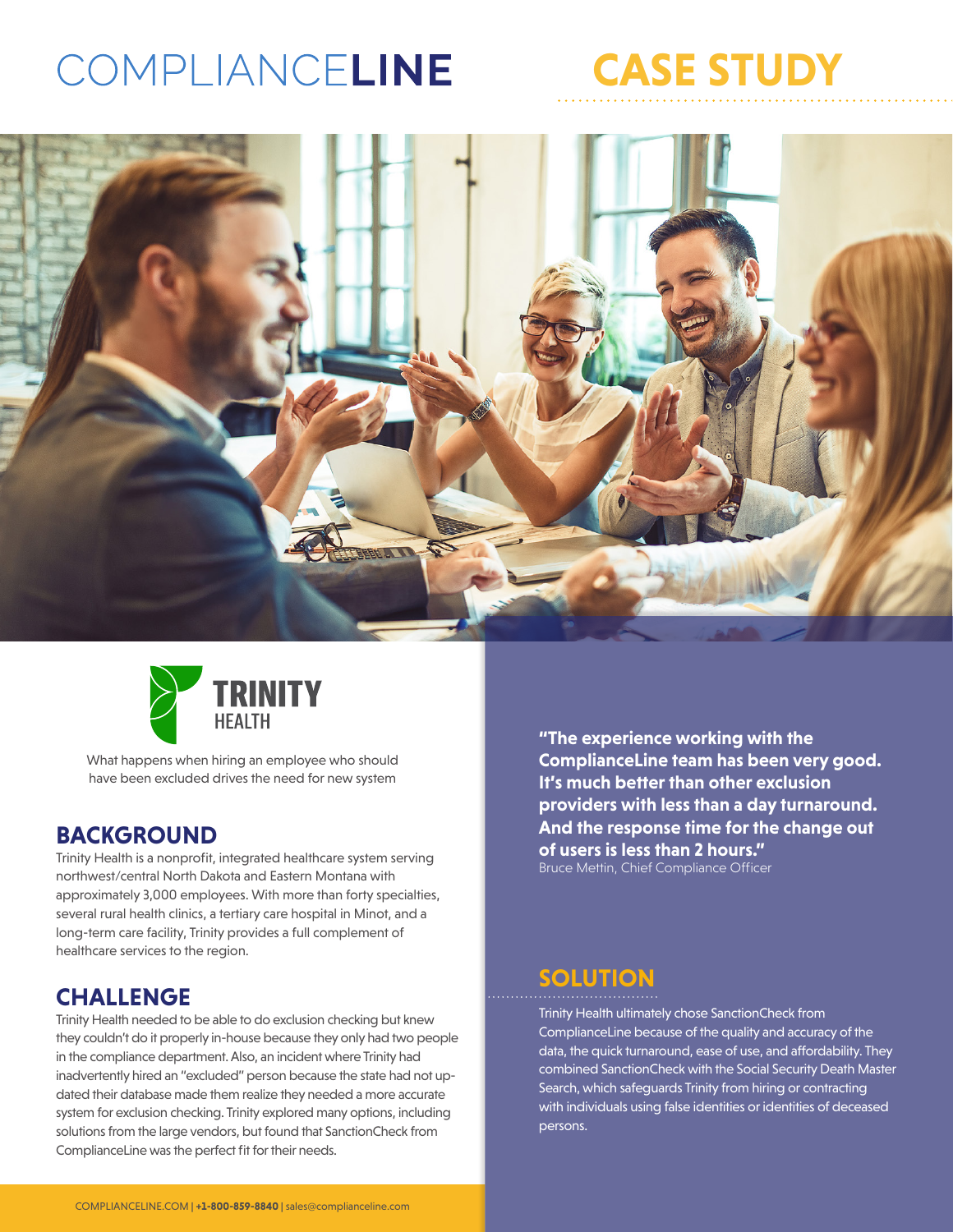# COMPLIANCELINE CASE STUDY

**TRINITY HEALTH**

What happens when hiring an employee who should have been excluded drives the need for new system

## BACKGROUND

Trinity Health is a nonprofit, integrated healthcare system serving northwest/central North Dakota and Eastern Montana with approximately 3,000 employees. With more than forty specialties, several rural health clinics, a tertiary care hospital in Minot, and a long-term care facility, Trinity provides a full complement of healthcare services to the region.

## CHALLENGE

Trinity Health needed to be able to do exclusion checking but knew they couldn't do it properly in-house because they only had two people in the compliance department. Also, an incident where Trinity had inadvertently hired an "excluded" person because the state had not updated their database made them realize they needed a more accurate system for exclusion checking. Trinity explored many options, including solutions from the large vendors, but found that SanctionCheck from ComplianceLine was the perfect fit for their needs.

**"The experience working with the ComplianceLine team has been very good. It's much better than other exclusion providers with less than a day turnaround. And the response time for the change out of users is less than 2 hours."**
Bruce Mettin, Chief Compliance Officer

## SOLUTION

Trinity Health ultimately chose SanctionCheck from ComplianceLine because of the quality and accuracy of the data, the quick turnaround, ease of use, and affordability. They combined SanctionCheck with the Social Security Death Master Search, which safeguards Trinity from hiring or contracting with individuals using false identities or identities of deceased persons.

COMPLIANCELINE.COM | **+1-800-859-8840** | sales@complianceline.com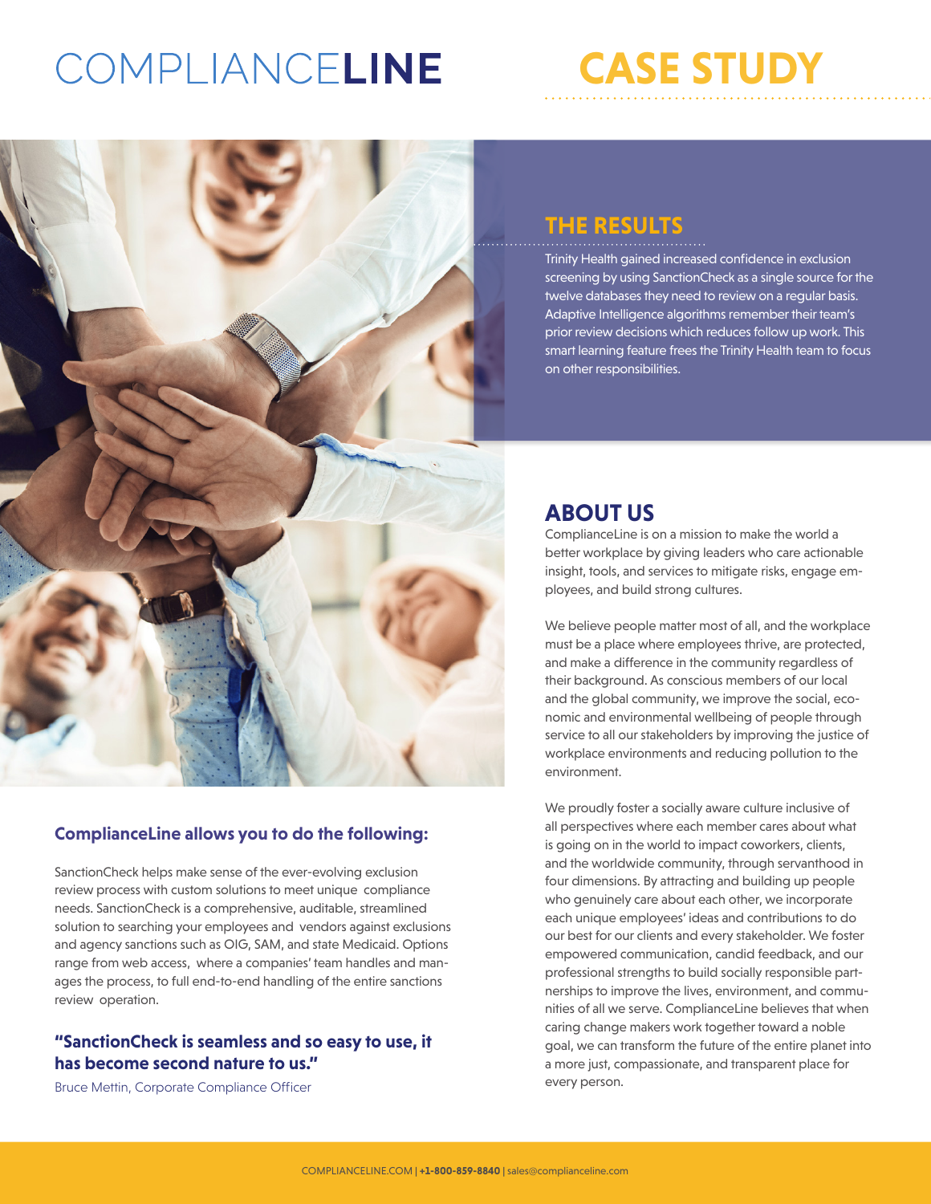# COMPLIANCELINE CASE STUDY

## THE RESULTS

Trinity Health gained increased confidence in exclusion screening by using SanctionCheck as a single source for the twelve databases they need to review on a regular basis. Adaptive Intelligence algorithms remember their team's prior review decisions which reduces follow up work. This smart learning feature frees the Trinity Health team to focus on other responsibilities.

### ComplianceLine allows you to do the following:

SanctionCheck helps make sense of the ever-evolving exclusion review process with custom solutions to meet unique compliance needs. SanctionCheck is a comprehensive, auditable, streamlined solution to searching your employees and vendors against exclusions and agency sanctions such as OIG, SAM, and state Medicaid. Options range from web access, where a companies' team handles and manages the process, to full end-to-end handling of the entire sanctions review operation.

**"SanctionCheck is seamless and so easy to use, it has become second nature to us."**

Bruce Mettin, Corporate Compliance Officer

## ABOUT US

ComplianceLine is on a mission to make the world a better workplace by giving leaders who care actionable insight, tools, and services to mitigate risks, engage employees, and build strong cultures.

We believe people matter most of all, and the workplace must be a place where employees thrive, are protected, and make a difference in the community regardless of their background. As conscious members of our local and the global community, we improve the social, economic and environmental wellbeing of people through service to all our stakeholders by improving the justice of workplace environments and reducing pollution to the environment.

We proudly foster a socially aware culture inclusive of all perspectives where each member cares about what is going on in the world to impact coworkers, clients, and the worldwide community, through servanthood in four dimensions. By attracting and building up people who genuinely care about each other, we incorporate each unique employees' ideas and contributions to do our best for our clients and every stakeholder. We foster empowered communication, candid feedback, and our professional strengths to build socially responsible partnerships to improve the lives, environment, and communities of all we serve. ComplianceLine believes that when caring change makers work together toward a noble goal, we can transform the future of the entire planet into a more just, compassionate, and transparent place for every person.

COMPLIANCELINE.COM | **+1-800-859-8840** | sales@complianceline.com